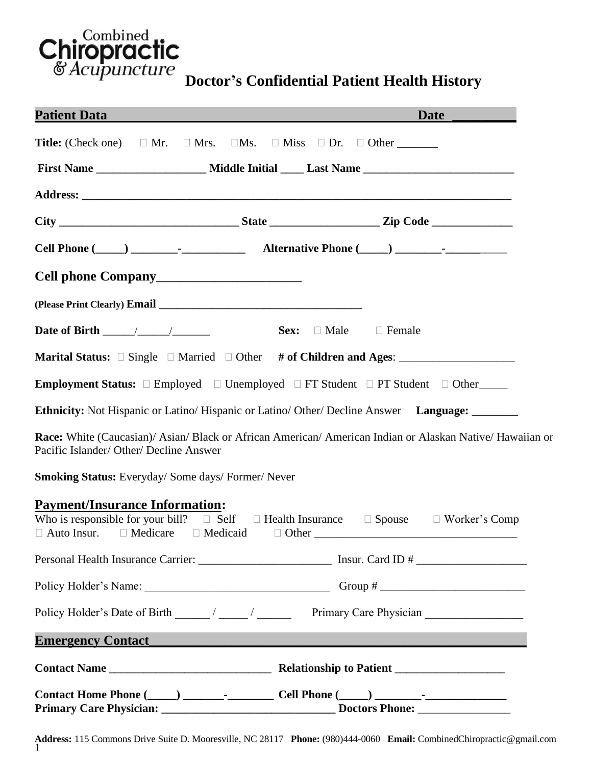Combined Chiropractic & Acupuncture

# Doctor's Confidential Patient Health History

## Patient Data                                        Date _________

**Title:** (Check one) ☐ Mr. ☐ Mrs. ☐Ms. ☐ Miss ☐ Dr. ☐ Other _______

**First Name ___________________ Middle Initial ____ Last Name __________________________**

**Address: ___________________________________________________________________________**

**City _______________________________ State __________________ Zip Code ______________**

**Cell Phone (_____) ________-___________ Alternative Phone (_____) ________-__________**

**Cell phone Company______________________**

**(Please Print Clearly) Email ___________________________________**

**Date of Birth** ______/______/_______ **Sex:** ☐ Male ☐ Female

**Marital Status:** ☐ Single ☐ Married ☐ Other **# of Children and Ages**: ____________________

**Employment Status:** ☐ Employed ☐ Unemployed ☐ FT Student ☐ PT Student ☐ Other_____

**Ethnicity:** Not Hispanic or Latino/ Hispanic or Latino/ Other/ Decline Answer **Language:** ________

**Race:** White (Caucasian)/ Asian/ Black or African American/ American Indian or Alaskan Native/ Hawaiian or Pacific Islander/ Other/ Decline Answer

**Smoking Status:** Everyday/ Some days/ Former/ Never

## Payment/Insurance Information:

Who is responsible for your bill? ☐ Self ☐ Health Insurance ☐ Spouse ☐ Worker's Comp ☐ Auto Insur. ☐ Medicare ☐ Medicaid ☐ Other ___________________________________

Personal Health Insurance Carrier: _______________________ Insur. Card ID # ___________________

Policy Holder's Name: ________________________________ Group # _________________________

Policy Holder's Date of Birth ______ / _____ / ______ Primary Care Physician _________________

## Emergency Contact

**Contact Name ____________________________ Relationship to Patient ___________________**

**Contact Home Phone (_____) _______-________ Cell Phone (_____) ________-______________**

**Primary Care Physician: ______________________________ Doctors Phone:** ________________

**Address:** 115 Commons Drive Suite D. Mooresville, NC 28117 **Phone:** (980)444-0060 **Email:** CombinedChiropractic@gmail.com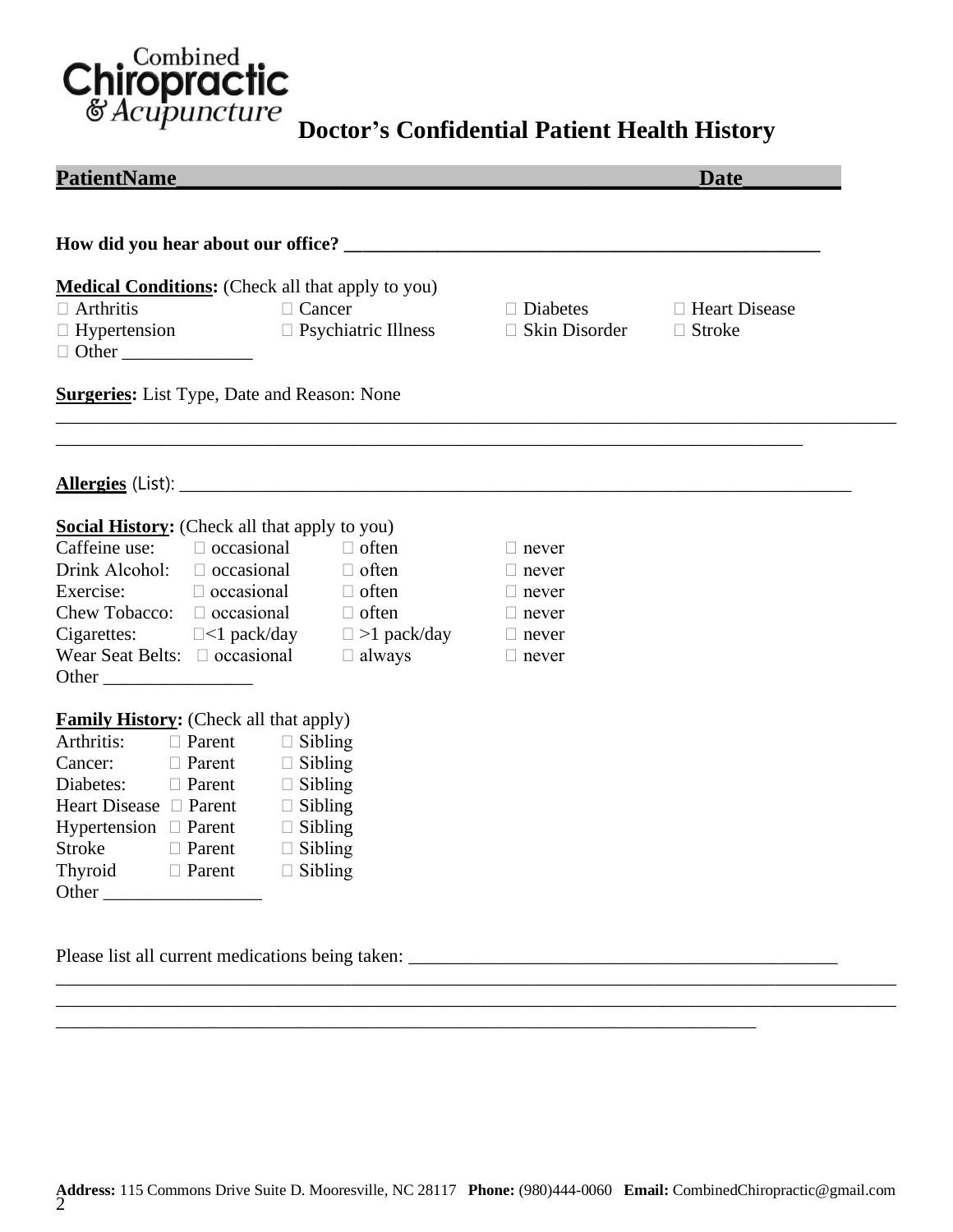Combined Chiropractic & Acupuncture

# Doctor's Confidential Patient Health History

**PatientName________________________________________________Date_________**

**How did you hear about our office? ____________________________________________________**

**Medical Conditions:** (Check all that apply to you)

| | | | |
|---|---|---|---|
| ☐ Arthritis | ☐ Cancer | ☐ Diabetes | ☐ Heart Disease |
| ☐ Hypertension | ☐ Psychiatric Illness | ☐ Skin Disorder | ☐ Stroke |
| ☐ Other ______________ | | | |

**Surgeries:** List Type, Date and Reason: None

____________________________________________________________________________________________

________________________________________________________________________________

**Allergies** (List): ___________________________________________________________________________

**Social History:** (Check all that apply to you)

| | | | |
|---|---|---|---|
| Caffeine use: | ☐ occasional | ☐ often | ☐ never |
| Drink Alcohol: | ☐ occasional | ☐ often | ☐ never |
| Exercise: | ☐ occasional | ☐ often | ☐ never |
| Chew Tobacco: | ☐ occasional | ☐ often | ☐ never |
| Cigarettes: | ☐<1 pack/day | ☐ >1 pack/day | ☐ never |
| Wear Seat Belts: | ☐ occasional | ☐ always | ☐ never |
| Other ________________ | | | |

**Family History:** (Check all that apply)

| | | |
|---|---|---|
| Arthritis: | ☐ Parent | ☐ Sibling |
| Cancer: | ☐ Parent | ☐ Sibling |
| Diabetes: | ☐ Parent | ☐ Sibling |
| Heart Disease | ☐ Parent | ☐ Sibling |
| Hypertension | ☐ Parent | ☐ Sibling |
| Stroke | ☐ Parent | ☐ Sibling |
| Thyroid | ☐ Parent | ☐ Sibling |
| Other _________________ | | |

Please list all current medications being taken: _______________________________________________

____________________________________________________________________________________________

____________________________________________________________________________________________

_____________________________________________________________________________

**Address:** 115 Commons Drive Suite D. Mooresville, NC 28117 **Phone:** (980)444-0060 **Email:** CombinedChiropractic@gmail.com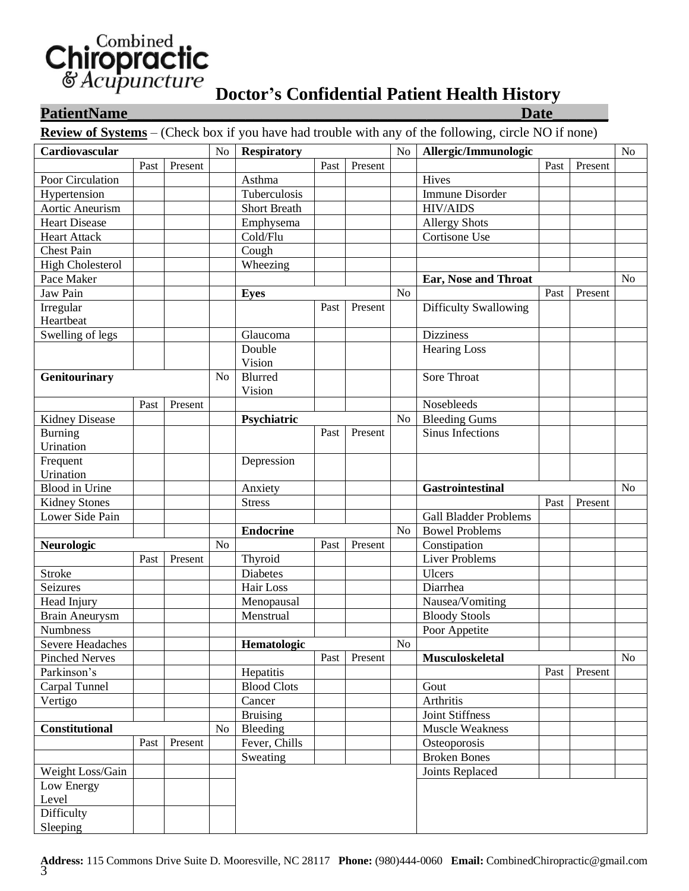# Doctor's Confidential Patient Health History

**PatientName_______________________________________________Date_______**

**Review of Systems** – (Check box if you have had trouble with any of the following, circle NO if none)

| **Cardiovascular** | | | No | **Respiratory** | | | No | **Allergic/Immunologic** | | | No |
|---|---|---|---|---|---|---|---|---|---|---|---|
| | Past | Present | | | Past | Present | | | Past | Present | |
| Poor Circulation | | | | Asthma | | | | Hives | | | |
| Hypertension | | | | Tuberculosis | | | | Immune Disorder | | | |
| Aortic Aneurism | | | | Short Breath | | | | HIV/AIDS | | | |
| Heart Disease | | | | Emphysema | | | | Allergy Shots | | | |
| Heart Attack | | | | Cold/Flu | | | | Cortisone Use | | | |
| Chest Pain | | | | Cough | | | | | | | |
| High Cholesterol | | | | Wheezing | | | | | | | |
| Pace Maker | | | | | | | | **Ear, Nose and Throat** | | | No |
| Jaw Pain | | | | **Eyes** | | | No | | Past | Present | |
| Irregular Heartbeat | | | | | Past | Present | | Difficulty Swallowing | | | |
| Swelling of legs | | | | Glaucoma | | | | Dizziness | | | |
| | | | | Double Vision | | | | Hearing Loss | | | |
| **Genitourinary** | | | No | Blurred Vision | | | | Sore Throat | | | |
| | Past | Present | | | | | | Nosebleeds | | | |
| Kidney Disease | | | | **Psychiatric** | | | No | Bleeding Gums | | | |
| Burning Urination | | | | | Past | Present | | Sinus Infections | | | |
| Frequent Urination | | | | Depression | | | | | | | |
| Blood in Urine | | | | Anxiety | | | | **Gastrointestinal** | | | No |
| Kidney Stones | | | | Stress | | | | | Past | Present | |
| Lower Side Pain | | | | | | | | Gall Bladder Problems | | | |
| | | | | **Endocrine** | | | No | Bowel Problems | | | |
| **Neurologic** | | | No | | Past | Present | | Constipation | | | |
| | Past | Present | | Thyroid | | | | Liver Problems | | | |
| Stroke | | | | Diabetes | | | | Ulcers | | | |
| Seizures | | | | Hair Loss | | | | Diarrhea | | | |
| Head Injury | | | | Menopausal | | | | Nausea/Vomiting | | | |
| Brain Aneurysm | | | | Menstrual | | | | Bloody Stools | | | |
| Numbness | | | | | | | | Poor Appetite | | | |
| Severe Headaches | | | | **Hematologic** | | | No | | | | |
| Pinched Nerves | | | | | Past | Present | | **Musculoskeletal** | | | No |
| Parkinson's | | | | Hepatitis | | | | | Past | Present | |
| Carpal Tunnel | | | | Blood Clots | | | | Gout | | | |
| Vertigo | | | | Cancer | | | | Arthritis | | | |
| | | | | Bruising | | | | Joint Stiffness | | | |
| **Constitutional** | | | No | Bleeding | | | | Muscle Weakness | | | |
| | Past | Present | | Fever, Chills | | | | Osteoporosis | | | |
| | | | | Sweating | | | | Broken Bones | | | |
| Weight Loss/Gain | | | | | | | | Joints Replaced | | | |
| Low Energy Level | | | | | | | | | | | |
| Difficulty Sleeping | | | | | | | | | | | |

**Address:** 115 Commons Drive Suite D. Mooresville, NC 28117 **Phone:** (980)444-0060 **Email:** CombinedChiropractic@gmail.com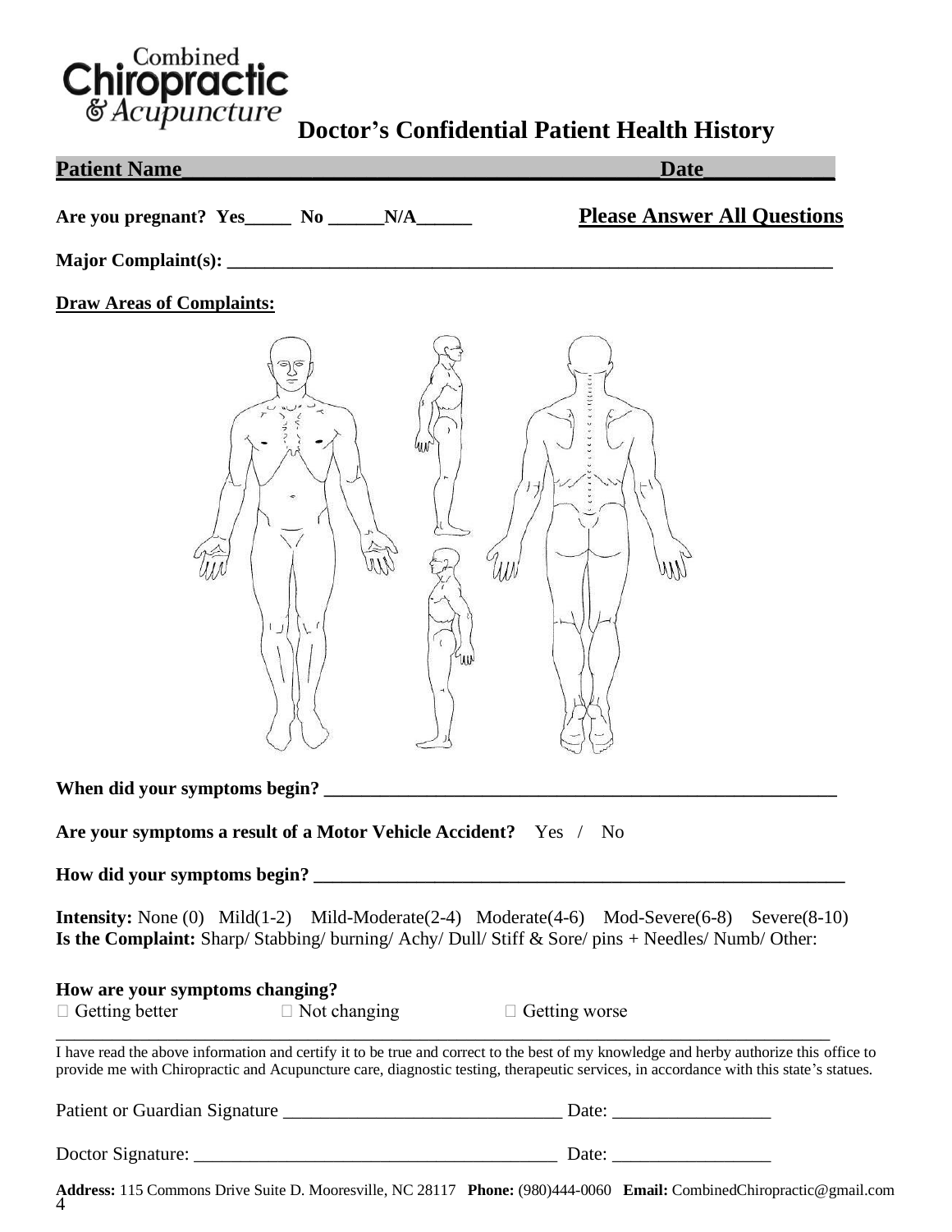Combined Chiropractic & Acupuncture

# Doctor's Confidential Patient Health History

**Patient Name**_______________________________________________**Date**____________

**Are you pregnant? Yes_____ No ______N/A______**

**Please Answer All Questions**

**Major Complaint(s):** ____________________________________________________________________

**Draw Areas of Complaints:**

**When did your symptoms begin?** ______________________________________________________

**Are your symptoms a result of a Motor Vehicle Accident?** Yes / No

**How did your symptoms begin?** _______________________________________________________

**Intensity:** None (0) Mild(1-2) Mild-Moderate(2-4) Moderate(4-6) Mod-Severe(6-8) Severe(8-10)

**Is the Complaint:** Sharp/ Stabbing/ burning/ Achy/ Dull/ Stiff & Sore/ pins + Needles/ Numb/ Other:

**How are your symptoms changing?**

□ Getting better □ Not changing □ Getting worse

I have read the above information and certify it to be true and correct to the best of my knowledge and herby authorize this office to provide me with Chiropractic and Acupuncture care, diagnostic testing, therapeutic services, in accordance with this state's statues.

Patient or Guardian Signature ______________________________ Date: _________________

Doctor Signature: ______________________________________ Date: _________________

**Address:** 115 Commons Drive Suite D. Mooresville, NC 28117 **Phone:** (980)444-0060 **Email:** CombinedChiropractic@gmail.com